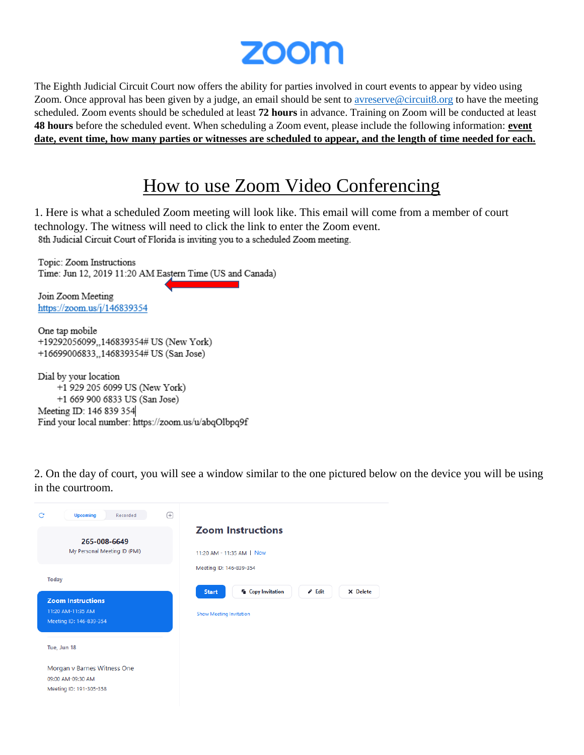# zoom

The Eighth Judicial Circuit Court now offers the ability for parties involved in court events to appear by video using Zoom. Once approval has been given by a judge, an email should be sent to avreserve@circuit8.org to have the meeting scheduled. Zoom events should be scheduled at least **72 hours** in advance. Training on Zoom will be conducted at least **48 hours** before the scheduled event. When scheduling a Zoom event, please include the following information: **event date, event time, how many parties or witnesses are scheduled to appear, and the length of time needed for each.**

## How to use Zoom Video Conferencing

1. Here is what a scheduled Zoom meeting will look like. This email will come from a member of court technology. The witness will need to click the link to enter the Zoom event.

8th Judicial Circuit Court of Florida is inviting you to a scheduled Zoom meeting.

Topic: Zoom Instructions
Time: Jun 12, 2019 11:20 AM Eastern Time (US and Canada)

Join Zoom Meeting
https://zoom.us/j/146839354

One tap mobile
+19292056099,,146839354# US (New York)
+16699006833,,146839354# US (San Jose)

Dial by your location
+1 929 205 6099 US (New York)
+1 669 900 6833 US (San Jose)
Meeting ID: 146 839 354
Find your local number: https://zoom.us/u/abqOlbpq9f

2. On the day of court, you will see a window similar to the one pictured below on the device you will be using in the courtroom.

Upcoming Recorded

265-008-6649
My Personal Meeting ID (PMI)

Today

Zoom Instructions
11:20 AM-11:35 AM
Meeting ID: 146-839-354

Tue, Jun 18

Morgan v Barnes Witness One
09:00 AM-09:30 AM
Meeting ID: 191-305-358

Zoom Instructions

11:20 AM - 11:35 AM | Now

Meeting ID: 146-839-354

Start Copy Invitation Edit Delete

Show Meeting Invitation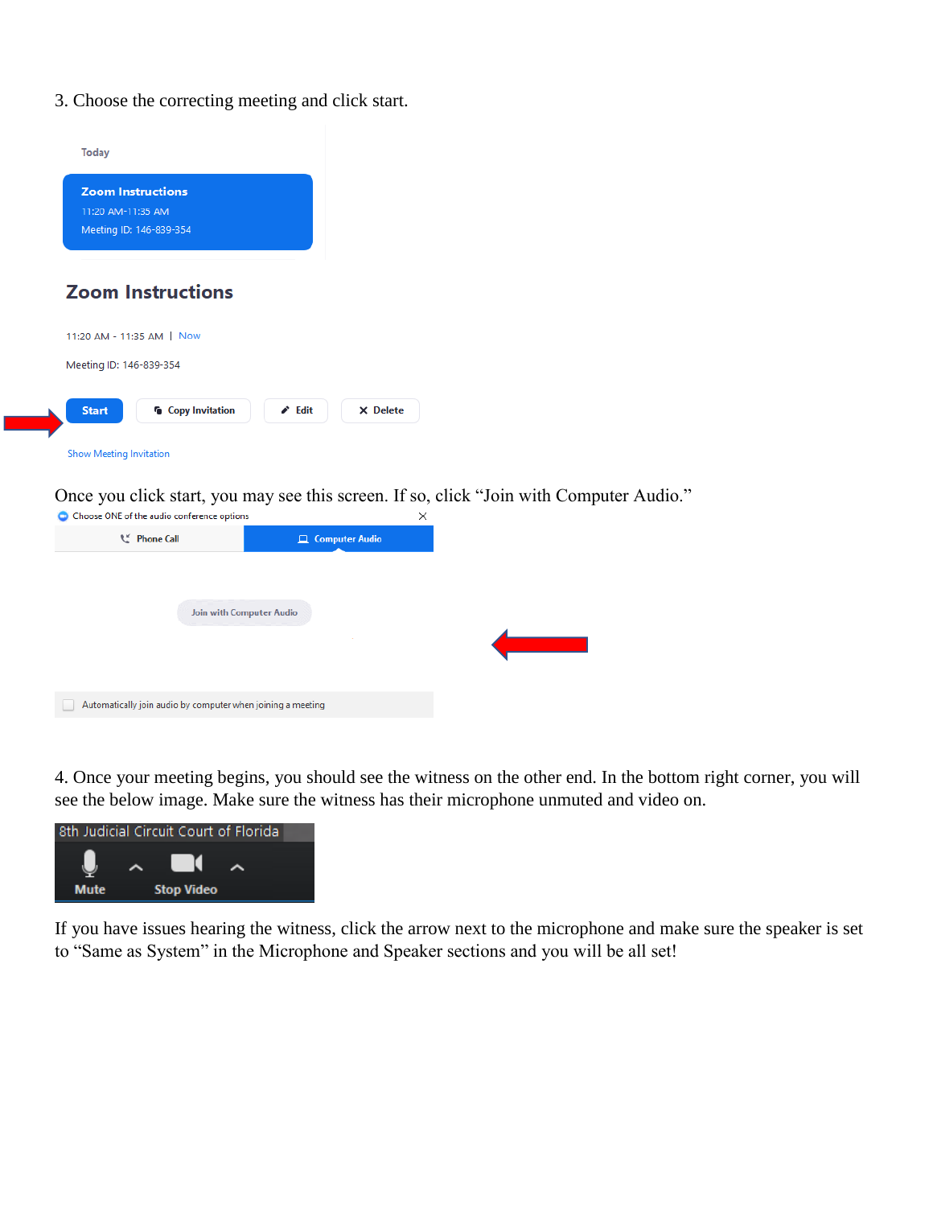3. Choose the correcting meeting and click start.

Today

Zoom Instructions

11:20 AM-11:35 AM

Meeting ID: 146-839-354

Zoom Instructions

11:20 AM - 11:35 AM | Now

Meeting ID: 146-839-354

Start | Copy Invitation | Edit | Delete

Show Meeting Invitation

Once you click start, you may see this screen. If so, click "Join with Computer Audio."

Choose ONE of the audio conference options

Phone Call | Computer Audio

Join with Computer Audio

Automatically join audio by computer when joining a meeting

4. Once your meeting begins, you should see the witness on the other end. In the bottom right corner, you will see the below image. Make sure the witness has their microphone unmuted and video on.

8th Judicial Circuit Court of Florida

Mute | Stop Video

If you have issues hearing the witness, click the arrow next to the microphone and make sure the speaker is set to "Same as System" in the Microphone and Speaker sections and you will be all set!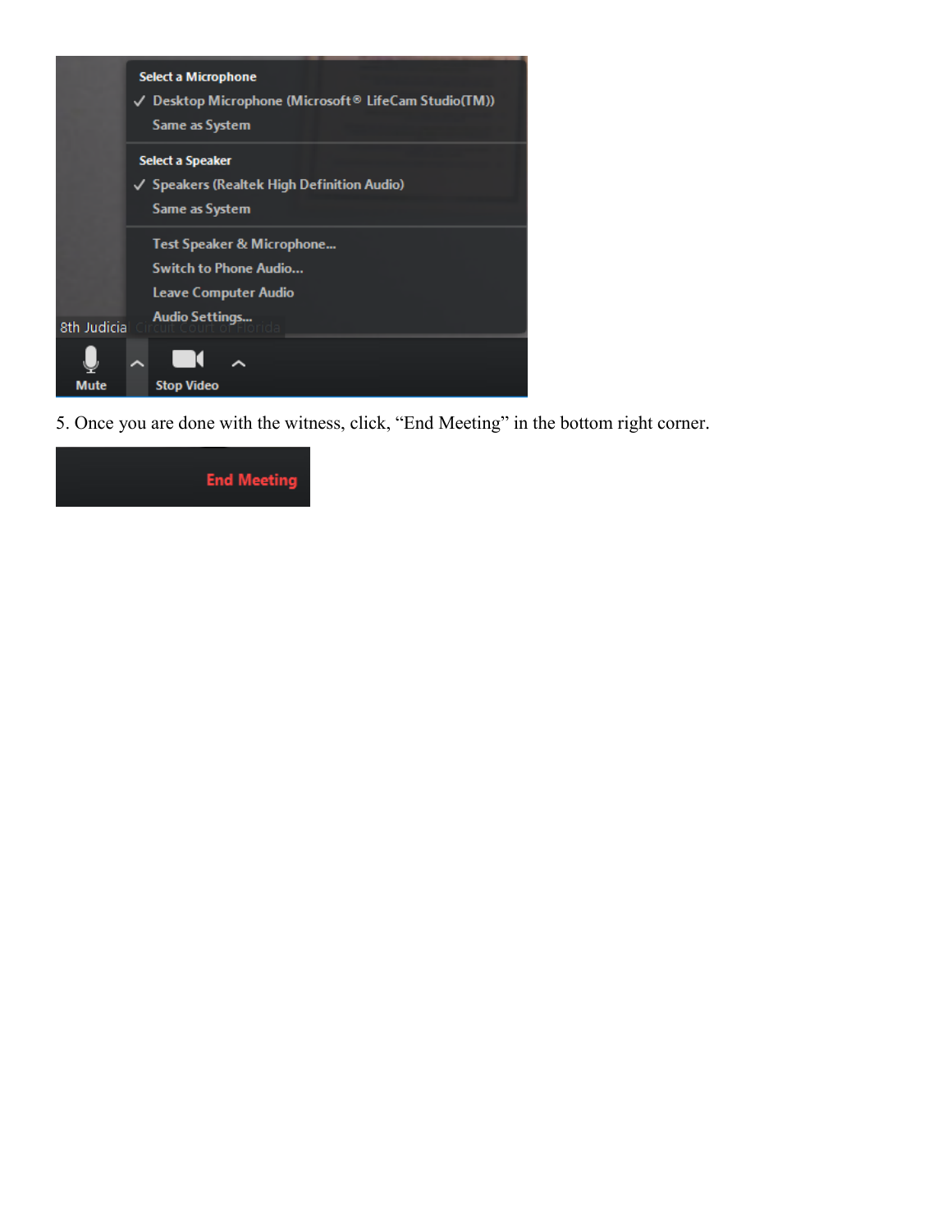5. Once you are done with the witness, click, “End Meeting” in the bottom right corner.